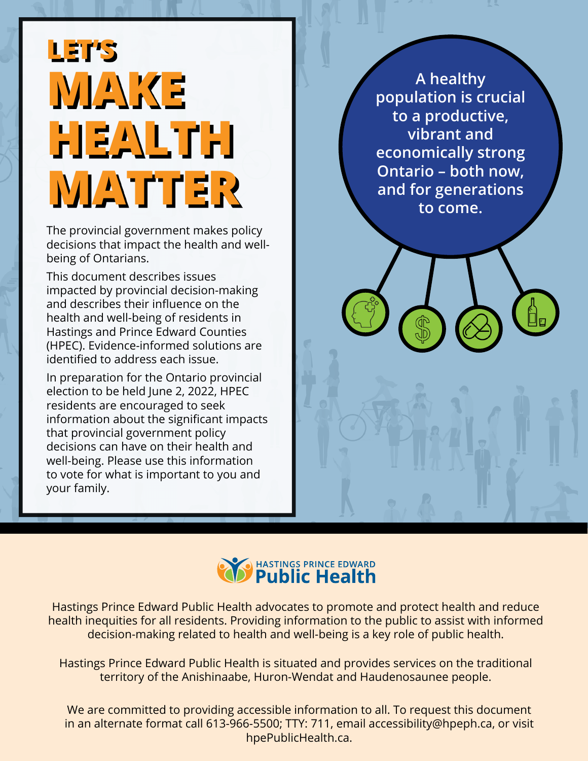# LET'S MAKE HEALTH MATTER

The provincial government makes policy decisions that impact the health and well-being of Ontarians.

This document describes issues impacted by provincial decision-making and describes their influence on the health and well-being of residents in Hastings and Prince Edward Counties (HPEC). Evidence-informed solutions are identified to address each issue.

In preparation for the Ontario provincial election to be held June 2, 2022, HPEC residents are encouraged to seek information about the significant impacts that provincial government policy decisions can have on their health and well-being. Please use this information to vote for what is important to you and your family.

**A healthy population is crucial to a productive, vibrant and economically strong Ontario – both now, and for generations to come.**

HASTINGS PRINCE EDWARD **Public Health**

Hastings Prince Edward Public Health advocates to promote and protect health and reduce health inequities for all residents. Providing information to the public to assist with informed decision-making related to health and well-being is a key role of public health.

Hastings Prince Edward Public Health is situated and provides services on the traditional territory of the Anishinaabe, Huron-Wendat and Haudenosaunee people.

We are committed to providing accessible information to all. To request this document in an alternate format call 613-966-5500; TTY: 711, email accessibility@hpeph.ca, or visit hpePublicHealth.ca.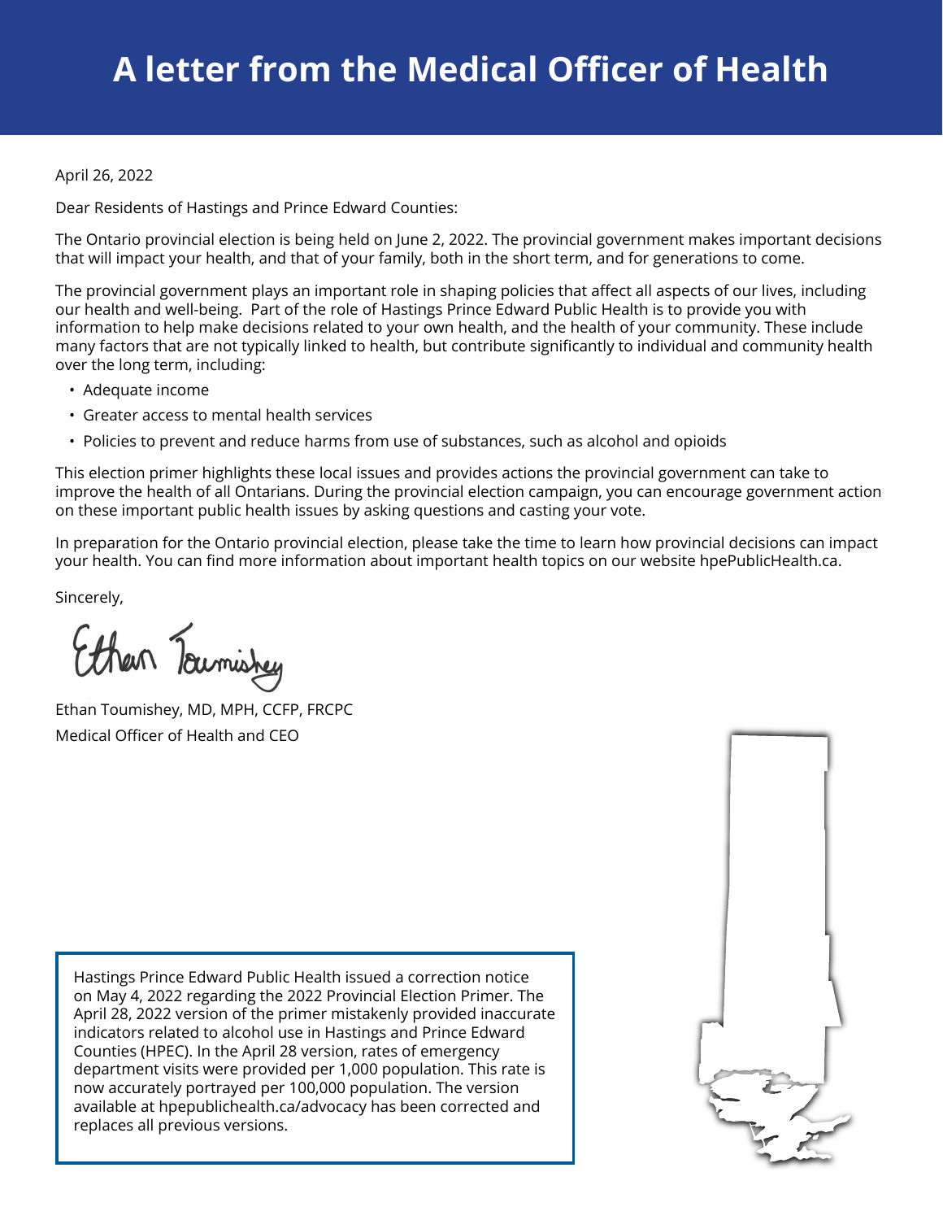# A letter from the Medical Officer of Health

April 26, 2022

Dear Residents of Hastings and Prince Edward Counties:

The Ontario provincial election is being held on June 2, 2022. The provincial government makes important decisions that will impact your health, and that of your family, both in the short term, and for generations to come.

The provincial government plays an important role in shaping policies that affect all aspects of our lives, including our health and well-being. Part of the role of Hastings Prince Edward Public Health is to provide you with information to help make decisions related to your own health, and the health of your community. These include many factors that are not typically linked to health, but contribute significantly to individual and community health over the long term, including:

- Adequate income
- Greater access to mental health services
- Policies to prevent and reduce harms from use of substances, such as alcohol and opioids

This election primer highlights these local issues and provides actions the provincial government can take to improve the health of all Ontarians. During the provincial election campaign, you can encourage government action on these important public health issues by asking questions and casting your vote.

In preparation for the Ontario provincial election, please take the time to learn how provincial decisions can impact your health. You can find more information about important health topics on our website hpePublicHealth.ca.

Sincerely,

Ethan Toumishey

Ethan Toumishey, MD, MPH, CCFP, FRCPC
Medical Officer of Health and CEO

Hastings Prince Edward Public Health issued a correction notice on May 4, 2022 regarding the 2022 Provincial Election Primer. The April 28, 2022 version of the primer mistakenly provided inaccurate indicators related to alcohol use in Hastings and Prince Edward Counties (HPEC). In the April 28 version, rates of emergency department visits were provided per 1,000 population. This rate is now accurately portrayed per 100,000 population. The version available at hpepublichealth.ca/advocacy has been corrected and replaces all previous versions.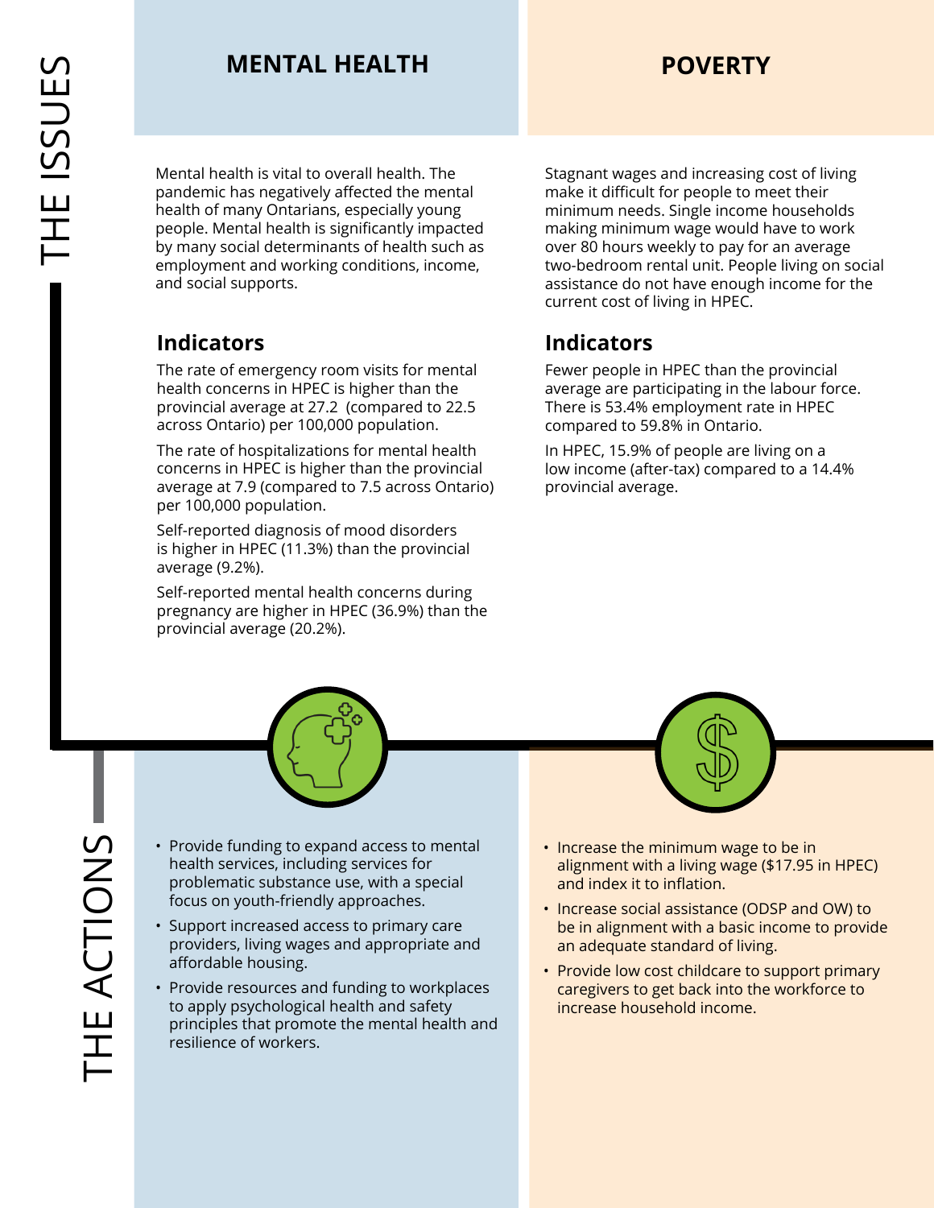# THE ISSUES

## MENTAL HEALTH

Mental health is vital to overall health. The pandemic has negatively affected the mental health of many Ontarians, especially young people. Mental health is significantly impacted by many social determinants of health such as employment and working conditions, income, and social supports.

### Indicators

The rate of emergency room visits for mental health concerns in HPEC is higher than the provincial average at 27.2 (compared to 22.5 across Ontario) per 100,000 population.

The rate of hospitalizations for mental health concerns in HPEC is higher than the provincial average at 7.9 (compared to 7.5 across Ontario) per 100,000 population.

Self-reported diagnosis of mood disorders is higher in HPEC (11.3%) than the provincial average (9.2%).

Self-reported mental health concerns during pregnancy are higher in HPEC (36.9%) than the provincial average (20.2%).

## POVERTY

Stagnant wages and increasing cost of living make it difficult for people to meet their minimum needs. Single income households making minimum wage would have to work over 80 hours weekly to pay for an average two-bedroom rental unit. People living on social assistance do not have enough income for the current cost of living in HPEC.

### Indicators

Fewer people in HPEC than the provincial average are participating in the labour force. There is 53.4% employment rate in HPEC compared to 59.8% in Ontario.

In HPEC, 15.9% of people are living on a low income (after-tax) compared to a 14.4% provincial average.

# THE ACTIONS

## Mental Health

- Provide funding to expand access to mental health services, including services for problematic substance use, with a special focus on youth-friendly approaches.
- Support increased access to primary care providers, living wages and appropriate and affordable housing.
- Provide resources and funding to workplaces to apply psychological health and safety principles that promote the mental health and resilience of workers.

## Poverty

- Increase the minimum wage to be in alignment with a living wage ($17.95 in HPEC) and index it to inflation.
- Increase social assistance (ODSP and OW) to be in alignment with a basic income to provide an adequate standard of living.
- Provide low cost childcare to support primary caregivers to get back into the workforce to increase household income.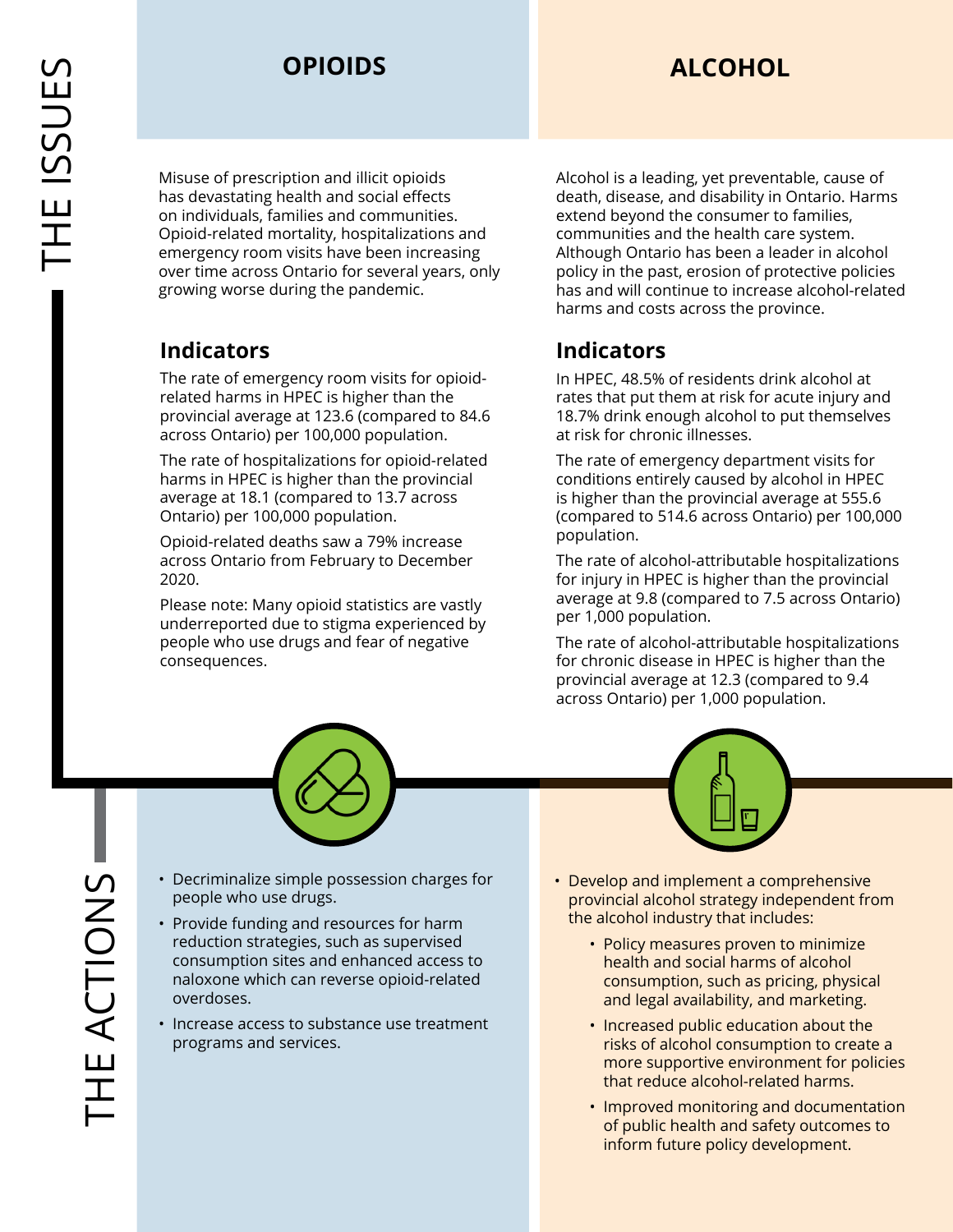# THE ISSUES

## OPIOIDS

Misuse of prescription and illicit opioids has devastating health and social effects on individuals, families and communities. Opioid-related mortality, hospitalizations and emergency room visits have been increasing over time across Ontario for several years, only growing worse during the pandemic.

### Indicators

The rate of emergency room visits for opioid-related harms in HPEC is higher than the provincial average at 123.6 (compared to 84.6 across Ontario) per 100,000 population.

The rate of hospitalizations for opioid-related harms in HPEC is higher than the provincial average at 18.1 (compared to 13.7 across Ontario) per 100,000 population.

Opioid-related deaths saw a 79% increase across Ontario from February to December 2020.

Please note: Many opioid statistics are vastly underreported due to stigma experienced by people who use drugs and fear of negative consequences.

## ALCOHOL

Alcohol is a leading, yet preventable, cause of death, disease, and disability in Ontario. Harms extend beyond the consumer to families, communities and the health care system. Although Ontario has been a leader in alcohol policy in the past, erosion of protective policies has and will continue to increase alcohol-related harms and costs across the province.

### Indicators

In HPEC, 48.5% of residents drink alcohol at rates that put them at risk for acute injury and 18.7% drink enough alcohol to put themselves at risk for chronic illnesses.

The rate of emergency department visits for conditions entirely caused by alcohol in HPEC is higher than the provincial average at 555.6 (compared to 514.6 across Ontario) per 100,000 population.

The rate of alcohol-attributable hospitalizations for injury in HPEC is higher than the provincial average at 9.8 (compared to 7.5 across Ontario) per 1,000 population.

The rate of alcohol-attributable hospitalizations for chronic disease in HPEC is higher than the provincial average at 12.3 (compared to 9.4 across Ontario) per 1,000 population.

# THE ACTIONS

## Opioids

- Decriminalize simple possession charges for people who use drugs.
- Provide funding and resources for harm reduction strategies, such as supervised consumption sites and enhanced access to naloxone which can reverse opioid-related overdoses.
- Increase access to substance use treatment programs and services.

## Alcohol

- Develop and implement a comprehensive provincial alcohol strategy independent from the alcohol industry that includes:
  - Policy measures proven to minimize health and social harms of alcohol consumption, such as pricing, physical and legal availability, and marketing.
  - Increased public education about the risks of alcohol consumption to create a more supportive environment for policies that reduce alcohol-related harms.
  - Improved monitoring and documentation of public health and safety outcomes to inform future policy development.